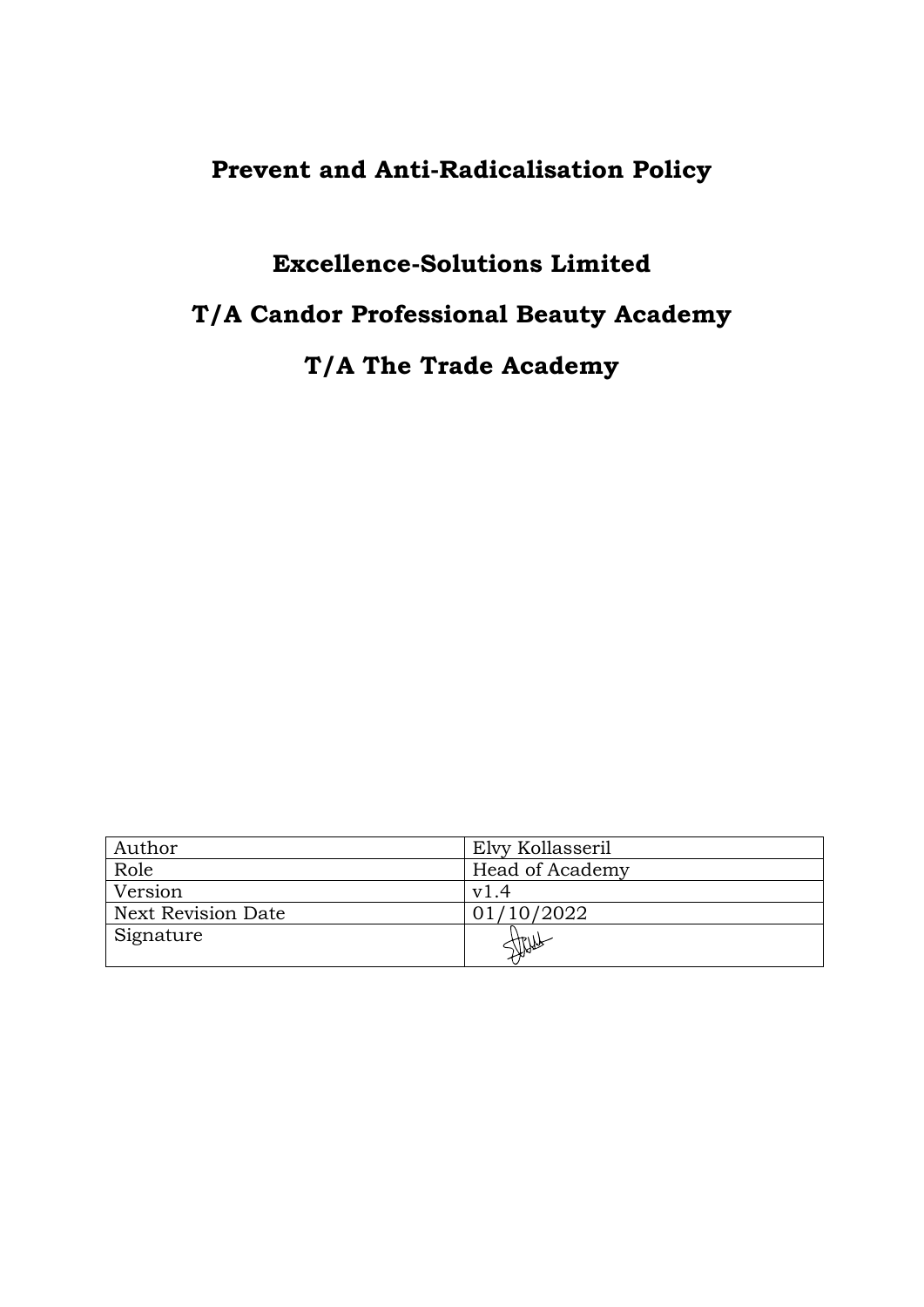# Prevent and Anti-Radicalisation Policy

## Excellence-Solutions Limited

## T/A Candor Professional Beauty Academy

## T/A The Trade Academy

| Author | Elvy Kollasseril |
|---|---|
| Role | Head of Academy |
| Version | v1.4 |
| Next Revision Date | 01/10/2022 |
| Signature | |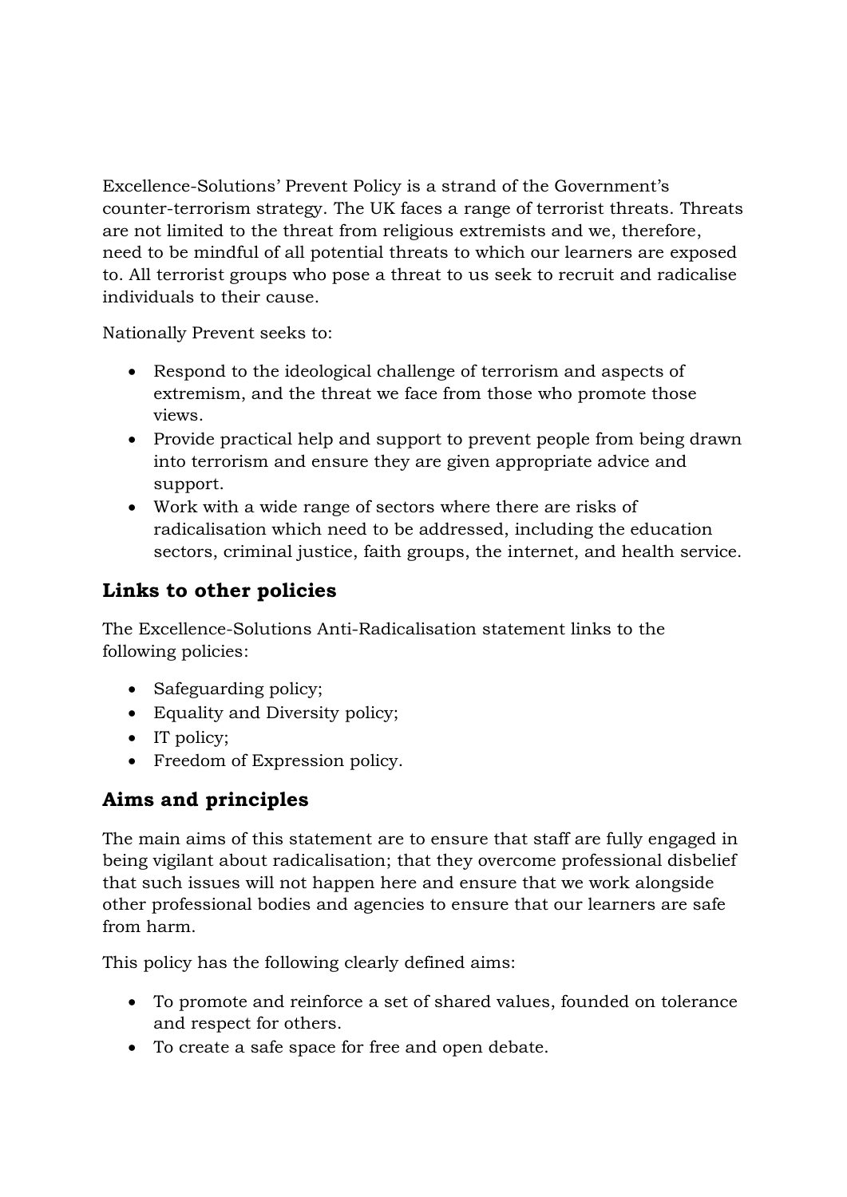Excellence-Solutions' Prevent Policy is a strand of the Government's counter-terrorism strategy. The UK faces a range of terrorist threats. Threats are not limited to the threat from religious extremists and we, therefore, need to be mindful of all potential threats to which our learners are exposed to. All terrorist groups who pose a threat to us seek to recruit and radicalise individuals to their cause.

Nationally Prevent seeks to:

- Respond to the ideological challenge of terrorism and aspects of extremism, and the threat we face from those who promote those views.
- Provide practical help and support to prevent people from being drawn into terrorism and ensure they are given appropriate advice and support.
- Work with a wide range of sectors where there are risks of radicalisation which need to be addressed, including the education sectors, criminal justice, faith groups, the internet, and health service.

## Links to other policies

The Excellence-Solutions Anti-Radicalisation statement links to the following policies:

- Safeguarding policy;
- Equality and Diversity policy;
- IT policy;
- Freedom of Expression policy.

## Aims and principles

The main aims of this statement are to ensure that staff are fully engaged in being vigilant about radicalisation; that they overcome professional disbelief that such issues will not happen here and ensure that we work alongside other professional bodies and agencies to ensure that our learners are safe from harm.

This policy has the following clearly defined aims:

- To promote and reinforce a set of shared values, founded on tolerance and respect for others.
- To create a safe space for free and open debate.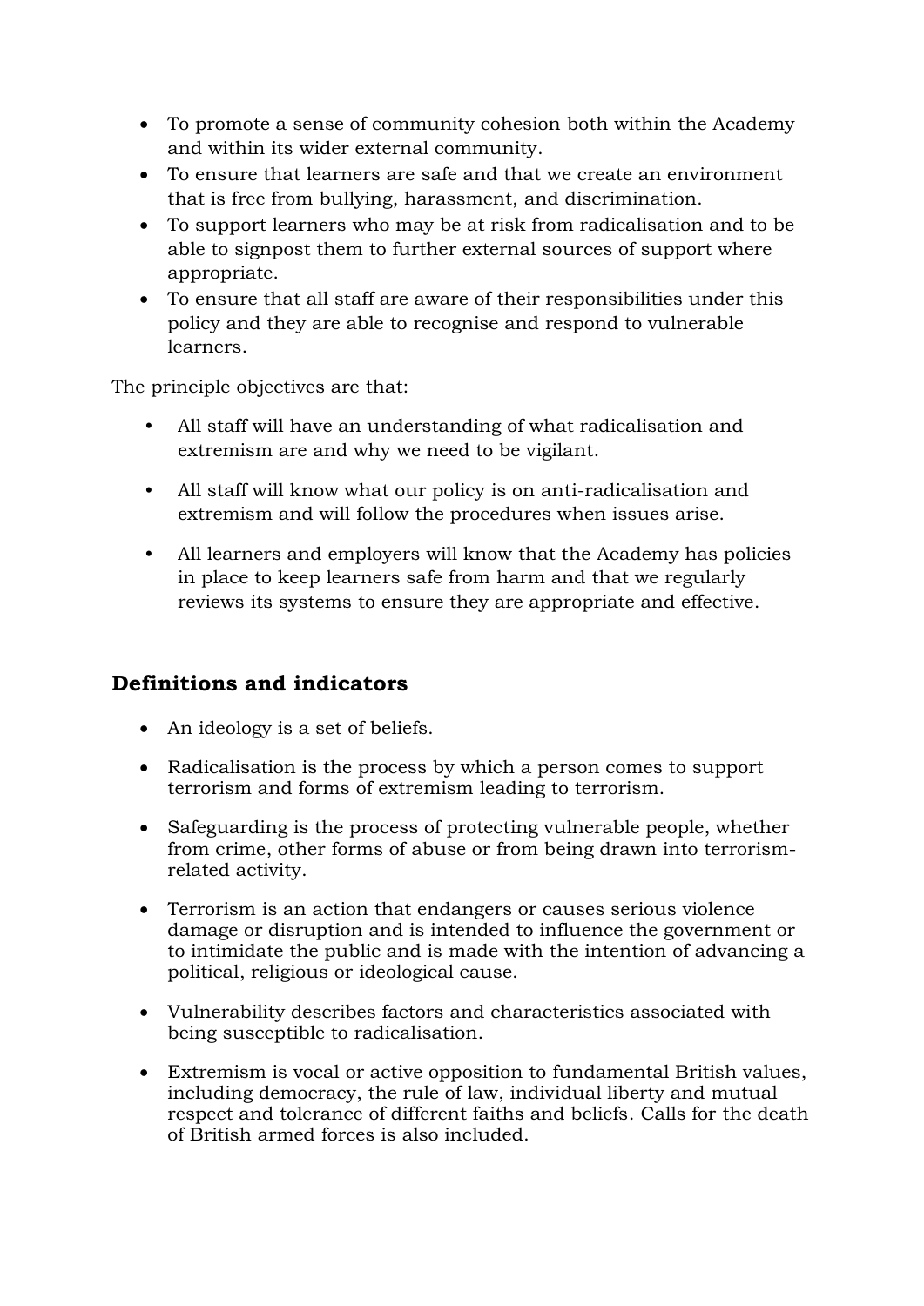- To promote a sense of community cohesion both within the Academy and within its wider external community.
- To ensure that learners are safe and that we create an environment that is free from bullying, harassment, and discrimination.
- To support learners who may be at risk from radicalisation and to be able to signpost them to further external sources of support where appropriate.
- To ensure that all staff are aware of their responsibilities under this policy and they are able to recognise and respond to vulnerable learners.

The principle objectives are that:

- All staff will have an understanding of what radicalisation and extremism are and why we need to be vigilant.
- All staff will know what our policy is on anti-radicalisation and extremism and will follow the procedures when issues arise.
- All learners and employers will know that the Academy has policies in place to keep learners safe from harm and that we regularly reviews its systems to ensure they are appropriate and effective.

## Definitions and indicators

- An ideology is a set of beliefs.
- Radicalisation is the process by which a person comes to support terrorism and forms of extremism leading to terrorism.
- Safeguarding is the process of protecting vulnerable people, whether from crime, other forms of abuse or from being drawn into terrorism-related activity.
- Terrorism is an action that endangers or causes serious violence damage or disruption and is intended to influence the government or to intimidate the public and is made with the intention of advancing a political, religious or ideological cause.
- Vulnerability describes factors and characteristics associated with being susceptible to radicalisation.
- Extremism is vocal or active opposition to fundamental British values, including democracy, the rule of law, individual liberty and mutual respect and tolerance of different faiths and beliefs. Calls for the death of British armed forces is also included.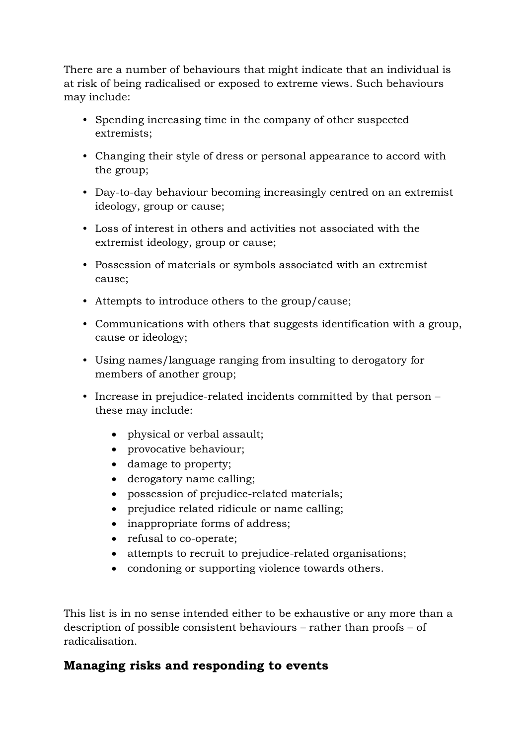There are a number of behaviours that might indicate that an individual is at risk of being radicalised or exposed to extreme views. Such behaviours may include:

- Spending increasing time in the company of other suspected extremists;
- Changing their style of dress or personal appearance to accord with the group;
- Day-to-day behaviour becoming increasingly centred on an extremist ideology, group or cause;
- Loss of interest in others and activities not associated with the extremist ideology, group or cause;
- Possession of materials or symbols associated with an extremist cause;
- Attempts to introduce others to the group/cause;
- Communications with others that suggests identification with a group, cause or ideology;
- Using names/language ranging from insulting to derogatory for members of another group;
- Increase in prejudice-related incidents committed by that person – these may include:
  - physical or verbal assault;
  - provocative behaviour;
  - damage to property;
  - derogatory name calling;
  - possession of prejudice-related materials;
  - prejudice related ridicule or name calling;
  - inappropriate forms of address;
  - refusal to co-operate;
  - attempts to recruit to prejudice-related organisations;
  - condoning or supporting violence towards others.

This list is in no sense intended either to be exhaustive or any more than a description of possible consistent behaviours – rather than proofs – of radicalisation.

## Managing risks and responding to events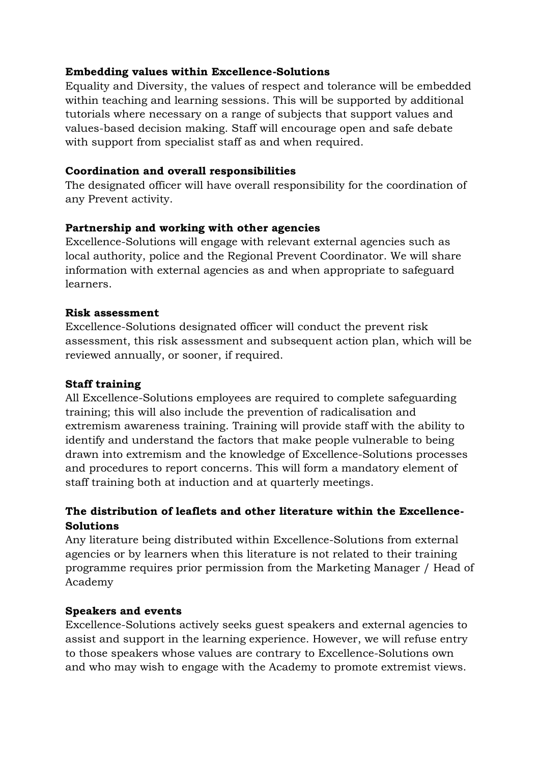**Embedding values within Excellence-Solutions**

Equality and Diversity, the values of respect and tolerance will be embedded within teaching and learning sessions. This will be supported by additional tutorials where necessary on a range of subjects that support values and values-based decision making. Staff will encourage open and safe debate with support from specialist staff as and when required.

**Coordination and overall responsibilities**

The designated officer will have overall responsibility for the coordination of any Prevent activity.

**Partnership and working with other agencies**

Excellence-Solutions will engage with relevant external agencies such as local authority, police and the Regional Prevent Coordinator. We will share information with external agencies as and when appropriate to safeguard learners.

**Risk assessment**

Excellence-Solutions designated officer will conduct the prevent risk assessment, this risk assessment and subsequent action plan, which will be reviewed annually, or sooner, if required.

**Staff training**

All Excellence-Solutions employees are required to complete safeguarding training; this will also include the prevention of radicalisation and extremism awareness training. Training will provide staff with the ability to identify and understand the factors that make people vulnerable to being drawn into extremism and the knowledge of Excellence-Solutions processes and procedures to report concerns. This will form a mandatory element of staff training both at induction and at quarterly meetings.

**The distribution of leaflets and other literature within the Excellence-Solutions**

Any literature being distributed within Excellence-Solutions from external agencies or by learners when this literature is not related to their training programme requires prior permission from the Marketing Manager / Head of Academy

**Speakers and events**

Excellence-Solutions actively seeks guest speakers and external agencies to assist and support in the learning experience. However, we will refuse entry to those speakers whose values are contrary to Excellence-Solutions own and who may wish to engage with the Academy to promote extremist views.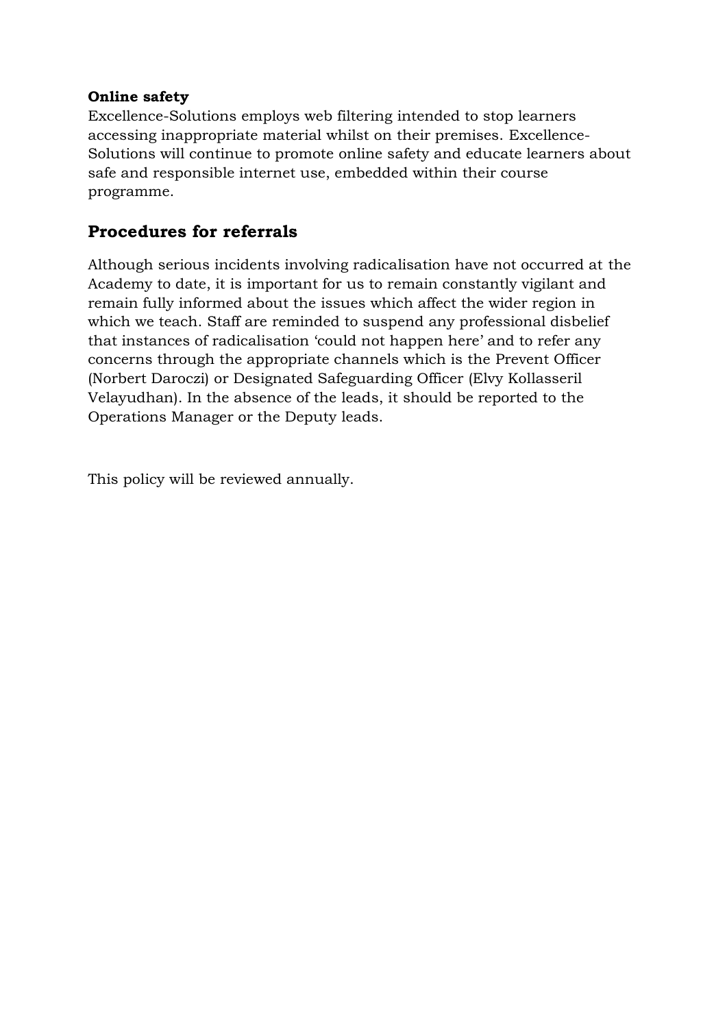**Online safety**
Excellence-Solutions employs web filtering intended to stop learners accessing inappropriate material whilst on their premises. Excellence-Solutions will continue to promote online safety and educate learners about safe and responsible internet use, embedded within their course programme.

## Procedures for referrals

Although serious incidents involving radicalisation have not occurred at the Academy to date, it is important for us to remain constantly vigilant and remain fully informed about the issues which affect the wider region in which we teach. Staff are reminded to suspend any professional disbelief that instances of radicalisation 'could not happen here' and to refer any concerns through the appropriate channels which is the Prevent Officer (Norbert Daroczi) or Designated Safeguarding Officer (Elvy Kollasseril Velayudhan). In the absence of the leads, it should be reported to the Operations Manager or the Deputy leads.

This policy will be reviewed annually.